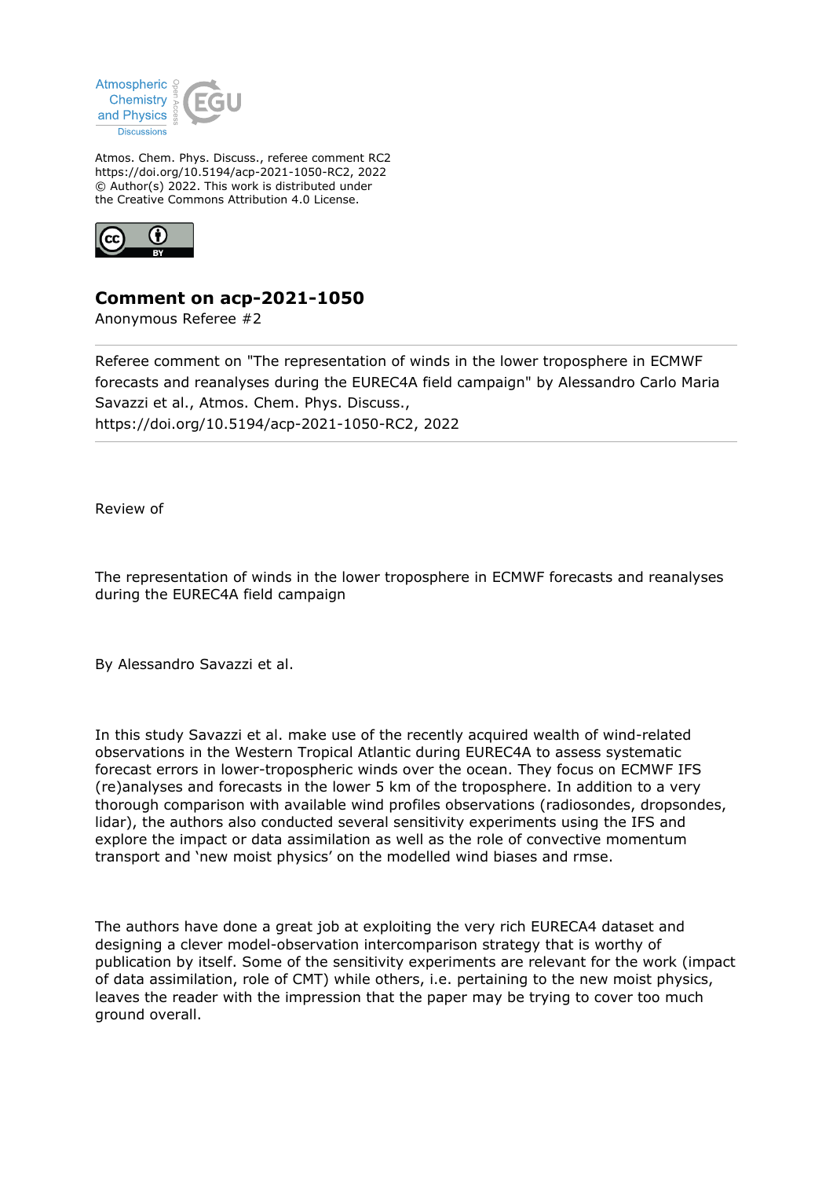Atmos. Chem. Phys. Discuss., referee comment RC2
https://doi.org/10.5194/acp-2021-1050-RC2, 2022
© Author(s) 2022. This work is distributed under
the Creative Commons Attribution 4.0 License.

# Comment on acp-2021-1050

Anonymous Referee #2

Referee comment on "The representation of winds in the lower troposphere in ECMWF forecasts and reanalyses during the EUREC4A field campaign" by Alessandro Carlo Maria Savazzi et al., Atmos. Chem. Phys. Discuss., https://doi.org/10.5194/acp-2021-1050-RC2, 2022

Review of

The representation of winds in the lower troposphere in ECMWF forecasts and reanalyses during the EUREC4A field campaign

By Alessandro Savazzi et al.

In this study Savazzi et al. make use of the recently acquired wealth of wind-related observations in the Western Tropical Atlantic during EUREC4A to assess systematic forecast errors in lower-tropospheric winds over the ocean. They focus on ECMWF IFS (re)analyses and forecasts in the lower 5 km of the troposphere. In addition to a very thorough comparison with available wind profiles observations (radiosondes, dropsondes, lidar), the authors also conducted several sensitivity experiments using the IFS and explore the impact or data assimilation as well as the role of convective momentum transport and 'new moist physics' on the modelled wind biases and rmse.

The authors have done a great job at exploiting the very rich EURECA4 dataset and designing a clever model-observation intercomparison strategy that is worthy of publication by itself. Some of the sensitivity experiments are relevant for the work (impact of data assimilation, role of CMT) while others, i.e. pertaining to the new moist physics, leaves the reader with the impression that the paper may be trying to cover too much ground overall.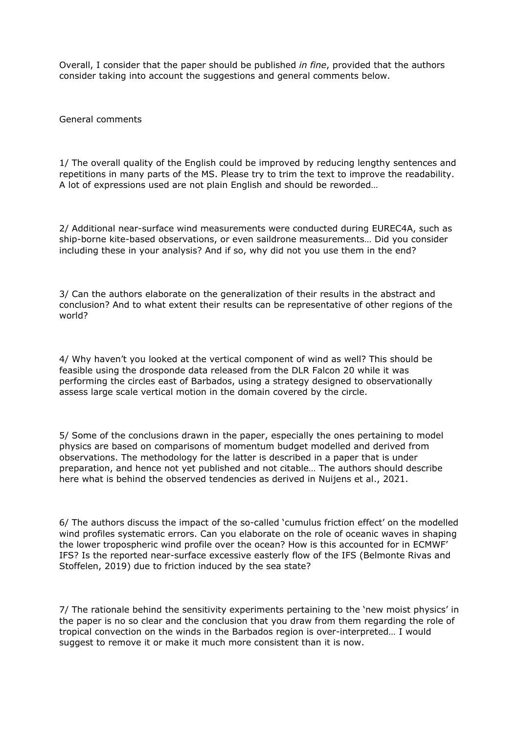Overall, I consider that the paper should be published *in fine*, provided that the authors consider taking into account the suggestions and general comments below.

General comments

1/ The overall quality of the English could be improved by reducing lengthy sentences and repetitions in many parts of the MS. Please try to trim the text to improve the readability. A lot of expressions used are not plain English and should be reworded…

2/ Additional near-surface wind measurements were conducted during EUREC4A, such as ship-borne kite-based observations, or even saildrone measurements… Did you consider including these in your analysis? And if so, why did not you use them in the end?

3/ Can the authors elaborate on the generalization of their results in the abstract and conclusion? And to what extent their results can be representative of other regions of the world?

4/ Why haven't you looked at the vertical component of wind as well? This should be feasible using the drosponde data released from the DLR Falcon 20 while it was performing the circles east of Barbados, using a strategy designed to observationally assess large scale vertical motion in the domain covered by the circle.

5/ Some of the conclusions drawn in the paper, especially the ones pertaining to model physics are based on comparisons of momentum budget modelled and derived from observations. The methodology for the latter is described in a paper that is under preparation, and hence not yet published and not citable… The authors should describe here what is behind the observed tendencies as derived in Nuijens et al., 2021.

6/ The authors discuss the impact of the so-called 'cumulus friction effect' on the modelled wind profiles systematic errors. Can you elaborate on the role of oceanic waves in shaping the lower tropospheric wind profile over the ocean? How is this accounted for in ECMWF' IFS? Is the reported near-surface excessive easterly flow of the IFS (Belmonte Rivas and Stoffelen, 2019) due to friction induced by the sea state?

7/ The rationale behind the sensitivity experiments pertaining to the 'new moist physics' in the paper is no so clear and the conclusion that you draw from them regarding the role of tropical convection on the winds in the Barbados region is over-interpreted… I would suggest to remove it or make it much more consistent than it is now.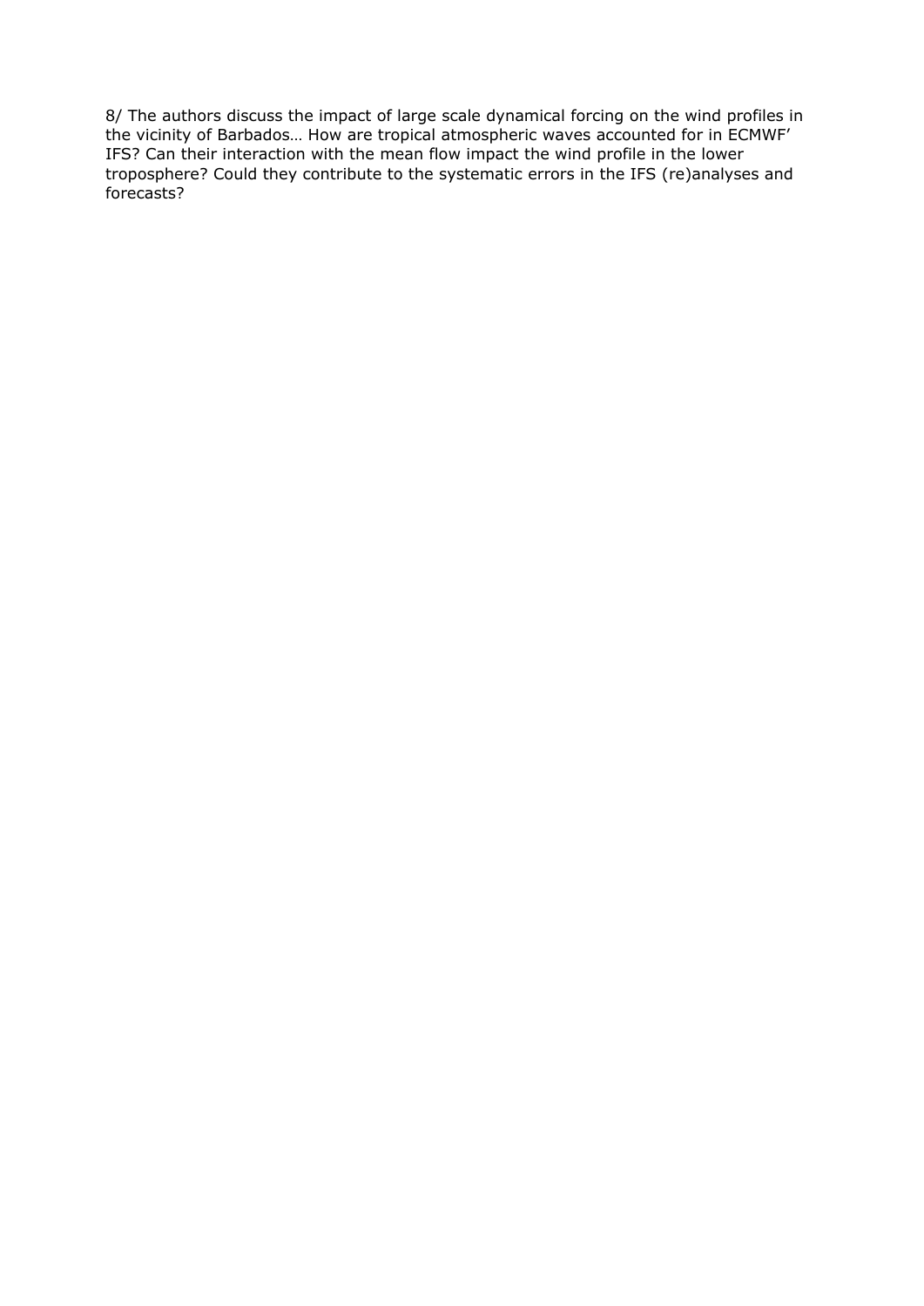8/ The authors discuss the impact of large scale dynamical forcing on the wind profiles in the vicinity of Barbados… How are tropical atmospheric waves accounted for in ECMWF' IFS? Can their interaction with the mean flow impact the wind profile in the lower troposphere? Could they contribute to the systematic errors in the IFS (re)analyses and forecasts?